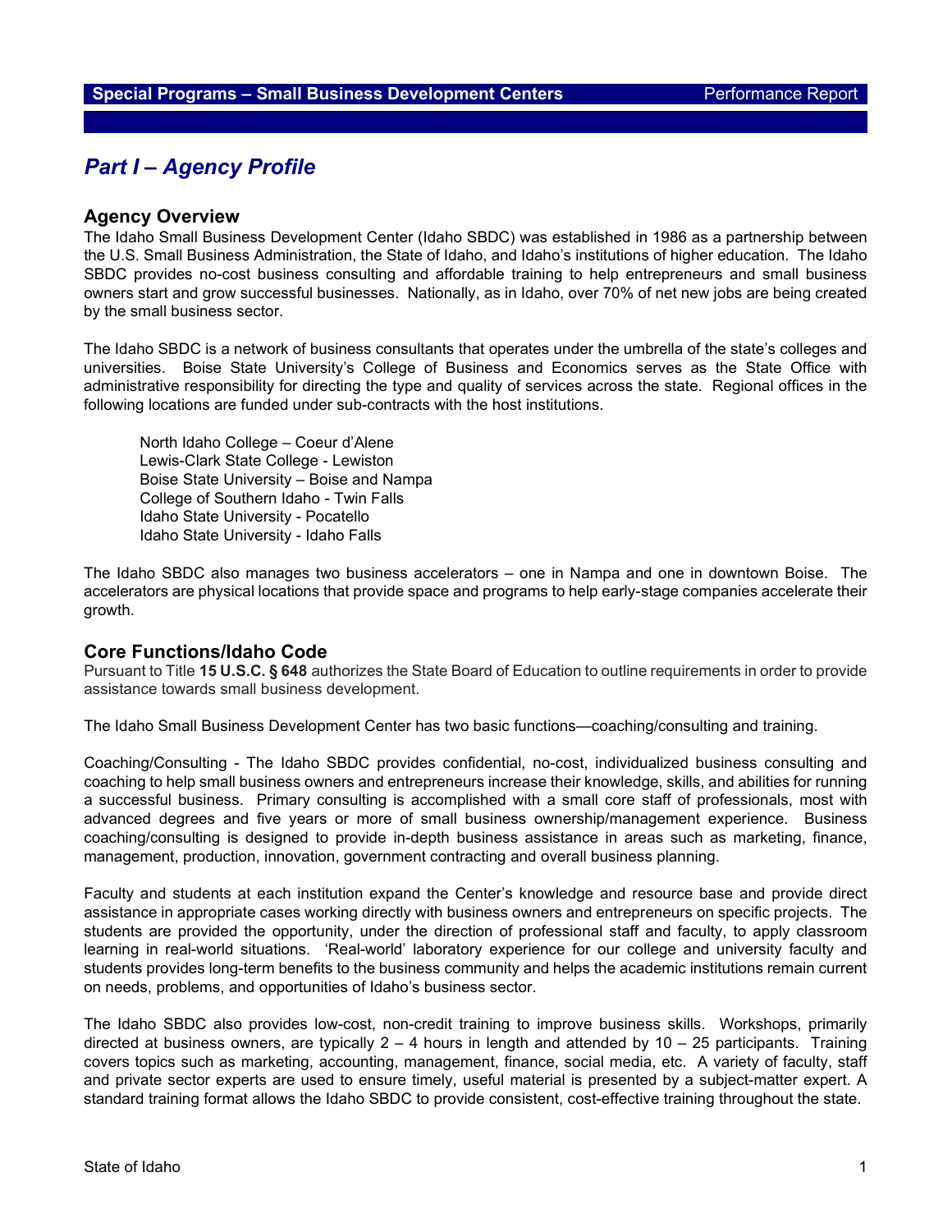# Part I – Agency Profile

## Agency Overview

The Idaho Small Business Development Center (Idaho SBDC) was established in 1986 as a partnership between the U.S. Small Business Administration, the State of Idaho, and Idaho's institutions of higher education. The Idaho SBDC provides no-cost business consulting and affordable training to help entrepreneurs and small business owners start and grow successful businesses. Nationally, as in Idaho, over 70% of net new jobs are being created by the small business sector.

The Idaho SBDC is a network of business consultants that operates under the umbrella of the state's colleges and universities. Boise State University's College of Business and Economics serves as the State Office with administrative responsibility for directing the type and quality of services across the state. Regional offices in the following locations are funded under sub-contracts with the host institutions.

- North Idaho College – Coeur d'Alene
- Lewis-Clark State College - Lewiston
- Boise State University – Boise and Nampa
- College of Southern Idaho - Twin Falls
- Idaho State University - Pocatello
- Idaho State University - Idaho Falls

The Idaho SBDC also manages two business accelerators – one in Nampa and one in downtown Boise. The accelerators are physical locations that provide space and programs to help early-stage companies accelerate their growth.

## Core Functions/Idaho Code

Pursuant to Title **15 U.S.C. § 648** authorizes the State Board of Education to outline requirements in order to provide assistance towards small business development.

The Idaho Small Business Development Center has two basic functions—coaching/consulting and training.

Coaching/Consulting - The Idaho SBDC provides confidential, no-cost, individualized business consulting and coaching to help small business owners and entrepreneurs increase their knowledge, skills, and abilities for running a successful business. Primary consulting is accomplished with a small core staff of professionals, most with advanced degrees and five years or more of small business ownership/management experience. Business coaching/consulting is designed to provide in-depth business assistance in areas such as marketing, finance, management, production, innovation, government contracting and overall business planning.

Faculty and students at each institution expand the Center's knowledge and resource base and provide direct assistance in appropriate cases working directly with business owners and entrepreneurs on specific projects. The students are provided the opportunity, under the direction of professional staff and faculty, to apply classroom learning in real-world situations. 'Real-world' laboratory experience for our college and university faculty and students provides long-term benefits to the business community and helps the academic institutions remain current on needs, problems, and opportunities of Idaho's business sector.

The Idaho SBDC also provides low-cost, non-credit training to improve business skills. Workshops, primarily directed at business owners, are typically 2 – 4 hours in length and attended by 10 – 25 participants. Training covers topics such as marketing, accounting, management, finance, social media, etc. A variety of faculty, staff and private sector experts are used to ensure timely, useful material is presented by a subject-matter expert. A standard training format allows the Idaho SBDC to provide consistent, cost-effective training throughout the state.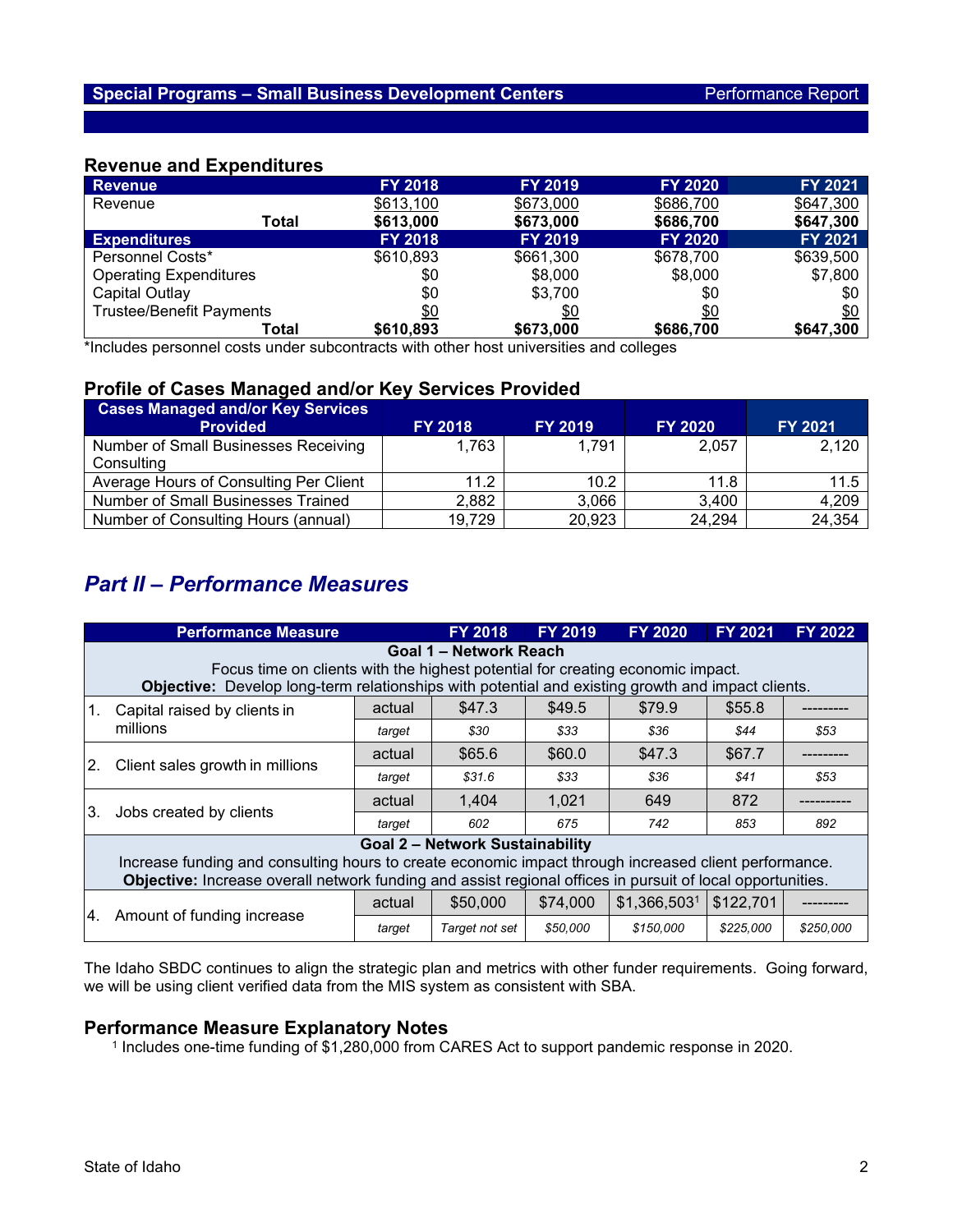## Special Programs – Small Business Development Centers

Performance Report

### Revenue and Expenditures

| Revenue | FY 2018 | FY 2019 | FY 2020 | FY 2021 |
|---|---|---|---|---|
| Revenue | $613,100 | $673,000 | $686,700 | $647,300 |
| **Total** | **$613,000** | **$673,000** | **$686,700** | **$647,300** |
| **Expenditures** | **FY 2018** | **FY 2019** | **FY 2020** | **FY 2021** |
| Personnel Costs* | $610,893 | $661,300 | $678,700 | $639,500 |
| Operating Expenditures | $0 | $8,000 | $8,000 | $7,800 |
| Capital Outlay | $0 | $3,700 | $0 | $0 |
| Trustee/Benefit Payments | $0 | $0 | $0 | $0 |
| **Total** | **$610,893** | **$673,000** | **$686,700** | **$647,300** |

*Includes personnel costs under subcontracts with other host universities and colleges

### Profile of Cases Managed and/or Key Services Provided

| Cases Managed and/or Key Services Provided | FY 2018 | FY 2019 | FY 2020 | FY 2021 |
|---|---|---|---|---|
| Number of Small Businesses Receiving Consulting | 1,763 | 1,791 | 2,057 | 2,120 |
| Average Hours of Consulting Per Client | 11.2 | 10.2 | 11.8 | 11.5 |
| Number of Small Businesses Trained | 2,882 | 3,066 | 3,400 | 4,209 |
| Number of Consulting Hours (annual) | 19,729 | 20,923 | 24,294 | 24,354 |

## *Part II – Performance Measures*

| Performance Measure | | FY 2018 | FY 2019 | FY 2020 | FY 2021 | FY 2022 |
|---|---|---|---|---|---|---|
| **Goal 1 – Network Reach**<br>Focus time on clients with the highest potential for creating economic impact.<br>**Objective:** Develop long-term relationships with potential and existing growth and impact clients. | | | | | | |
| 1. Capital raised by clients in millions | actual | $47.3 | $49.5 | $79.9 | $55.8 | --------- |
| | *target* | *$30* | *$33* | *$36* | *$44* | *$53* |
| 2. Client sales growth in millions | actual | $65.6 | $60.0 | $47.3 | $67.7 | --------- |
| | *target* | *$31.6* | *$33* | *$36* | *$41* | *$53* |
| 3. Jobs created by clients | actual | 1,404 | 1,021 | 649 | 872 | ---------- |
| | *target* | *602* | *675* | *742* | *853* | *892* |
| **Goal 2 – Network Sustainability**<br>Increase funding and consulting hours to create economic impact through increased client performance.<br>**Objective:** Increase overall network funding and assist regional offices in pursuit of local opportunities. | | | | | | |
| 4. Amount of funding increase | actual | $50,000 | $74,000 | $1,366,503[1] | $122,701 | --------- |
| | *target* | *Target not set* | *$50,000* | *$150,000* | *$225,000* | *$250,000* |

The Idaho SBDC continues to align the strategic plan and metrics with other funder requirements. Going forward, we will be using client verified data from the MIS system as consistent with SBA.

### Performance Measure Explanatory Notes

[1] Includes one-time funding of $1,280,000 from CARES Act to support pandemic response in 2020.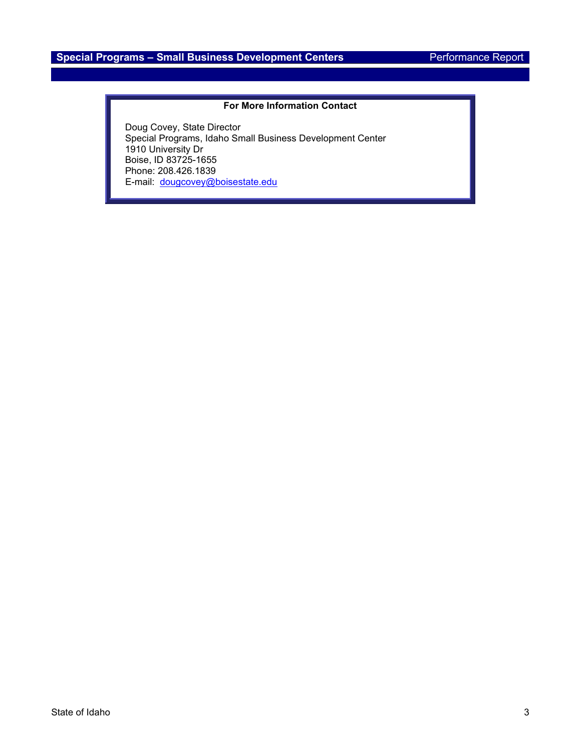**For More Information Contact**

Doug Covey, State Director
Special Programs, Idaho Small Business Development Center
1910 University Dr
Boise, ID 83725-1655
Phone: 208.426.1839
E-mail: dougcovey@boisestate.edu